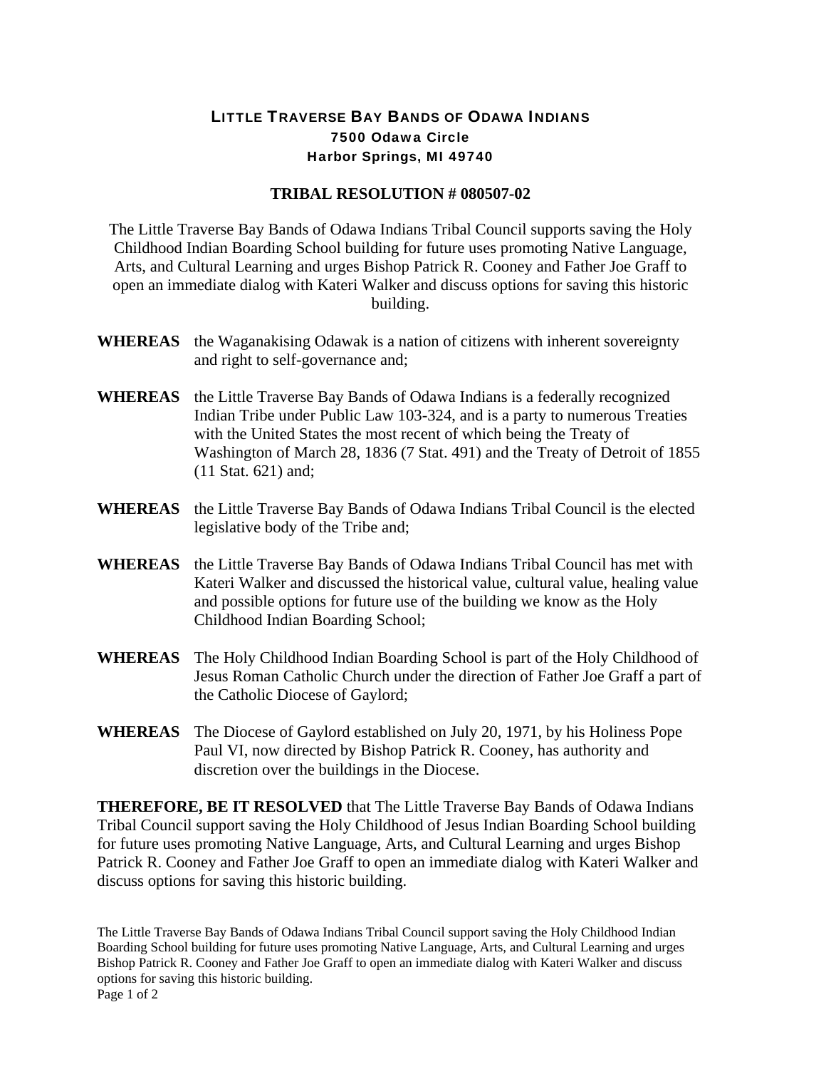# LITTLE TRAVERSE BAY BANDS OF ODAWA INDIANS

**7500 Odawa Circle**
**Harbor Springs, MI 49740**

## TRIBAL RESOLUTION # 080507-02

The Little Traverse Bay Bands of Odawa Indians Tribal Council supports saving the Holy Childhood Indian Boarding School building for future uses promoting Native Language, Arts, and Cultural Learning and urges Bishop Patrick R. Cooney and Father Joe Graff to open an immediate dialog with Kateri Walker and discuss options for saving this historic building.

**WHEREAS** the Waganakising Odawak is a nation of citizens with inherent sovereignty and right to self-governance and;

**WHEREAS** the Little Traverse Bay Bands of Odawa Indians is a federally recognized Indian Tribe under Public Law 103-324, and is a party to numerous Treaties with the United States the most recent of which being the Treaty of Washington of March 28, 1836 (7 Stat. 491) and the Treaty of Detroit of 1855 (11 Stat. 621) and;

**WHEREAS** the Little Traverse Bay Bands of Odawa Indians Tribal Council is the elected legislative body of the Tribe and;

**WHEREAS** the Little Traverse Bay Bands of Odawa Indians Tribal Council has met with Kateri Walker and discussed the historical value, cultural value, healing value and possible options for future use of the building we know as the Holy Childhood Indian Boarding School;

**WHEREAS** The Holy Childhood Indian Boarding School is part of the Holy Childhood of Jesus Roman Catholic Church under the direction of Father Joe Graff a part of the Catholic Diocese of Gaylord;

**WHEREAS** The Diocese of Gaylord established on July 20, 1971, by his Holiness Pope Paul VI, now directed by Bishop Patrick R. Cooney, has authority and discretion over the buildings in the Diocese.

**THEREFORE, BE IT RESOLVED** that The Little Traverse Bay Bands of Odawa Indians Tribal Council support saving the Holy Childhood of Jesus Indian Boarding School building for future uses promoting Native Language, Arts, and Cultural Learning and urges Bishop Patrick R. Cooney and Father Joe Graff to open an immediate dialog with Kateri Walker and discuss options for saving this historic building.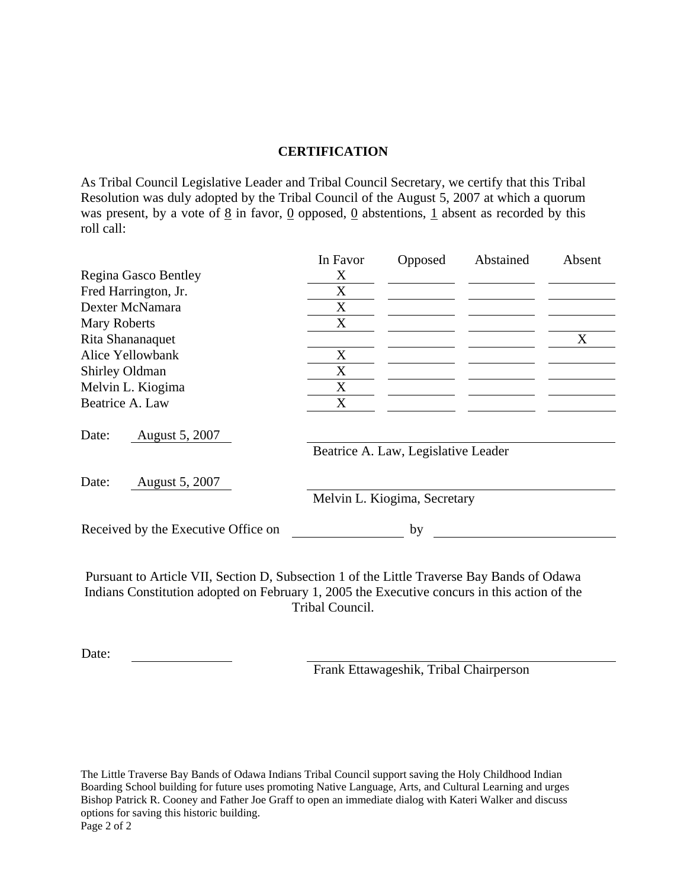## CERTIFICATION

As Tribal Council Legislative Leader and Tribal Council Secretary, we certify that this Tribal Resolution was duly adopted by the Tribal Council of the August 5, 2007 at which a quorum was present, by a vote of 8 in favor, 0 opposed, 0 abstentions, 1 absent as recorded by this roll call:

| | In Favor | Opposed | Abstained | Absent |
|---|---|---|---|---|
| Regina Gasco Bentley | X | | | |
| Fred Harrington, Jr. | X | | | |
| Dexter McNamara | X | | | |
| Mary Roberts | X | | | |
| Rita Shananaquet | | | | X |
| Alice Yellowbank | X | | | |
| Shirley Oldman | X | | | |
| Melvin L. Kiogima | X | | | |
| Beatrice A. Law | X | | | |

Date: August 5, 2007

Beatrice A. Law, Legislative Leader

Date: August 5, 2007

Melvin L. Kiogima, Secretary

Received by the Executive Office on ______________ by ______________________

Pursuant to Article VII, Section D, Subsection 1 of the Little Traverse Bay Bands of Odawa Indians Constitution adopted on February 1, 2005 the Executive concurs in this action of the Tribal Council.

Date: ____________

Frank Ettawageshik, Tribal Chairperson

The Little Traverse Bay Bands of Odawa Indians Tribal Council support saving the Holy Childhood Indian Boarding School building for future uses promoting Native Language, Arts, and Cultural Learning and urges Bishop Patrick R. Cooney and Father Joe Graff to open an immediate dialog with Kateri Walker and discuss options for saving this historic building.